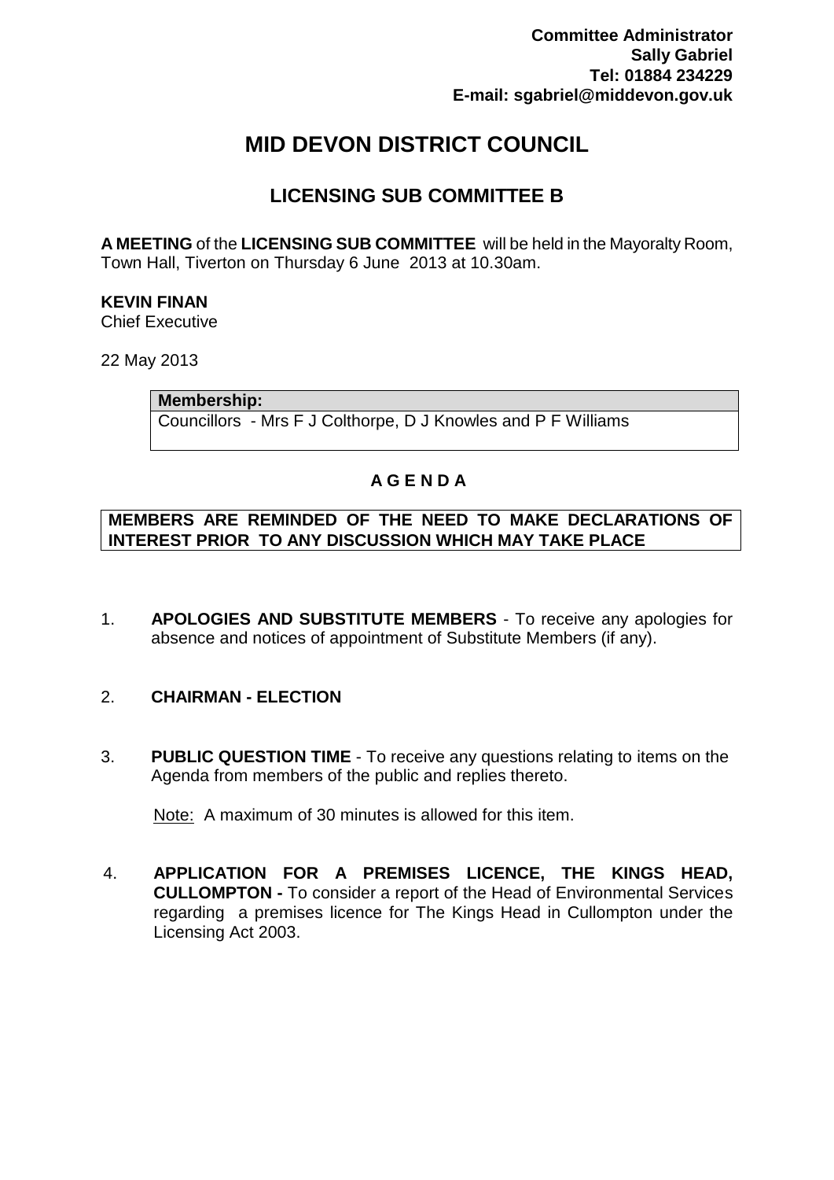**Committee Administrator**
**Sally Gabriel**
**Tel: 01884 234229**
**E-mail: sgabriel@middevon.gov.uk**

# MID DEVON DISTRICT COUNCIL

## LICENSING SUB COMMITTEE B

**A MEETING** of the **LICENSING SUB COMMITTEE** will be held in the Mayoralty Room, Town Hall, Tiverton on Thursday 6 June 2013 at 10.30am.

**KEVIN FINAN**
Chief Executive

22 May 2013

| **Membership:** |
| --- |
| Councillors - Mrs F J Colthorpe, D J Knowles and P F Williams |

### A G E N D A

**MEMBERS ARE REMINDED OF THE NEED TO MAKE DECLARATIONS OF INTEREST PRIOR TO ANY DISCUSSION WHICH MAY TAKE PLACE**

1. **APOLOGIES AND SUBSTITUTE MEMBERS** - To receive any apologies for absence and notices of appointment of Substitute Members (if any).

2. **CHAIRMAN - ELECTION**

3. **PUBLIC QUESTION TIME** - To receive any questions relating to items on the Agenda from members of the public and replies thereto.

   Note: A maximum of 30 minutes is allowed for this item.

4. **APPLICATION FOR A PREMISES LICENCE, THE KINGS HEAD, CULLOMPTON -** To consider a report of the Head of Environmental Services regarding a premises licence for The Kings Head in Cullompton under the Licensing Act 2003.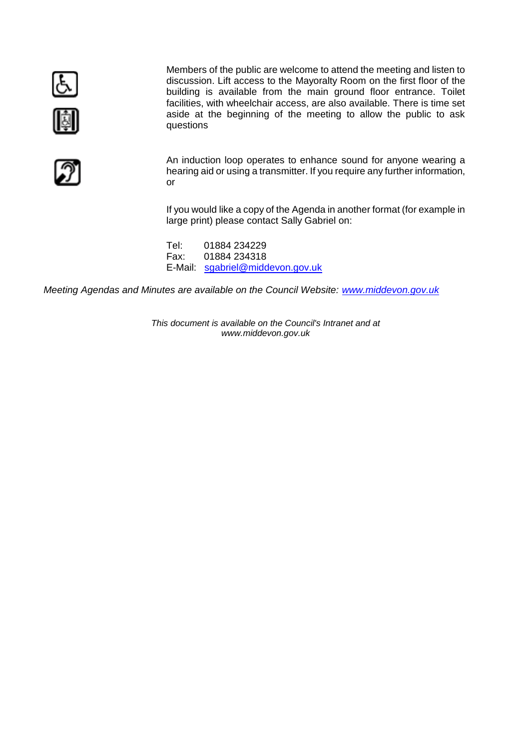Members of the public are welcome to attend the meeting and listen to discussion. Lift access to the Mayoralty Room on the first floor of the building is available from the main ground floor entrance. Toilet facilities, with wheelchair access, are also available. There is time set aside at the beginning of the meeting to allow the public to ask questions

An induction loop operates to enhance sound for anyone wearing a hearing aid or using a transmitter. If you require any further information, or

If you would like a copy of the Agenda in another format (for example in large print) please contact Sally Gabriel on:

Tel: 01884 234229  
Fax: 01884 234318  
E-Mail: sgabriel@middevon.gov.uk

*Meeting Agendas and Minutes are available on the Council Website: www.middevon.gov.uk*

*This document is available on the Council's Intranet and at www.middevon.gov.uk*